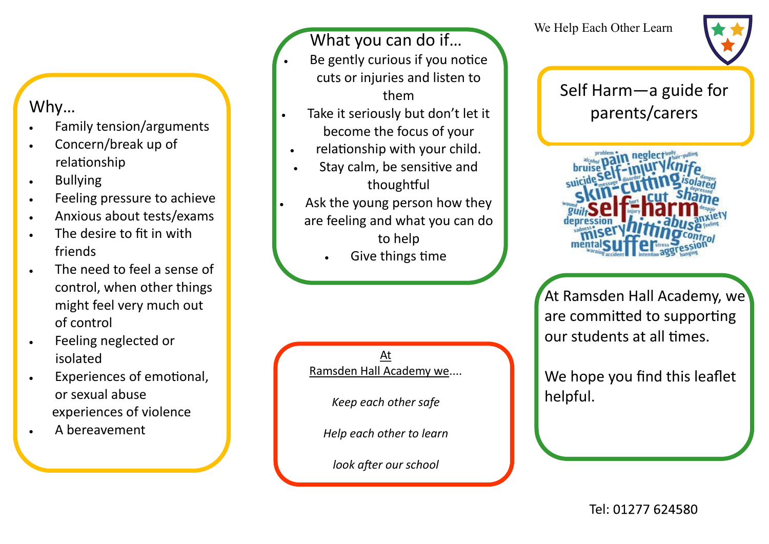We Help Each Other Learn

# Self Harm—a guide for parents/carers

At Ramsden Hall Academy, we are committed to supporting our students at all times.

We hope you find this leaflet helpful.

Tel: 01277 624580

## Why…

- Family tension/arguments
- Concern/break up of relationship
- Bullying
- Feeling pressure to achieve
- Anxious about tests/exams
- The desire to fit in with friends
- The need to feel a sense of control, when other things might feel very much out of control
- Feeling neglected or isolated
- Experiences of emotional, or sexual abuse experiences of violence
- A bereavement

## What you can do if…

- Be gently curious if you notice cuts or injuries and listen to them
- Take it seriously but don't let it become the focus of your relationship with your child.
- Stay calm, be sensitive and thoughtful
- Ask the young person how they are feeling and what you can do to help
- Give things time

At Ramsden Hall Academy we....

*Keep each other safe*

*Help each other to learn*

*look after our school*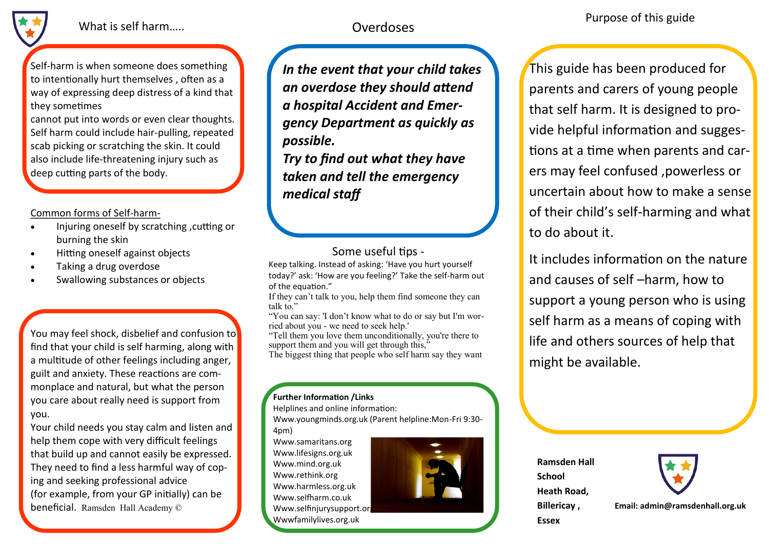## What is self harm.....

Self-harm is when someone does something to intentionally hurt themselves , often as a way of expressing deep distress of a kind that they sometimes
cannot put into words or even clear thoughts. Self harm could include hair-pulling, repeated scab picking or scratching the skin. It could also include life-threatening injury such as deep cutting parts of the body.

Common forms of Self-harm-

- Injuring oneself by scratching ,cutting or burning the skin
- Hitting oneself against objects
- Taking a drug overdose
- Swallowing substances or objects

You may feel shock, disbelief and confusion to find that your child is self harming, along with a multitude of other feelings including anger, guilt and anxiety. These reactions are commonplace and natural, but what the person you care about really need is support from you.
Your child needs you stay calm and listen and help them cope with very difficult feelings that build up and cannot easily be expressed. They need to find a less harmful way of coping and seeking professional advice (for example, from your GP initially) can be beneficial. Ramsden Hall Academy ©

## Overdoses

***In the event that your child takes an overdose they should attend a hospital Accident and Emergency Department as quickly as possible.***
***Try to find out what they have taken and tell the emergency medical staff***

### Some useful tips -

Keep talking. Instead of asking: 'Have you hurt yourself today?' ask: 'How are you feeling?' Take the self-harm out of the equation."
If they can't talk to you, help them find someone they can talk to."
"You can say: 'I don't know what to do or say but I'm worried about you - we need to seek help.'
"Tell them you love them unconditionally, you're there to support them and you will get through this,"
The biggest thing that people who self harm say they want

**Further Information /Links**

Helplines and online information:
Www.youngminds.org.uk (Parent helpline:Mon-Fri 9:30-4pm)
Www.samaritans.org
Www.lifesigns.org.uk
Www.mind.org.uk
Www.rethink.org
Www.harmless.org.uk
Www.selfharm.co.uk
Www.selfinjurysupport.or
Wwwfamilylives.org.uk

## Purpose of this guide

This guide has been produced for parents and carers of young people that self harm. It is designed to provide helpful information and suggestions at a time when parents and carers may feel confused ,powerless or uncertain about how to make a sense of their child's self-harming and what to do about it.

It includes information on the nature and causes of self –harm, how to support a young person who is using self harm as a means of coping with life and others sources of help that might be available.

**Ramsden Hall School**
**Heath Road,**
**Billericay ,**
**Essex**

**Email: admin@ramsdenhall.org.uk**